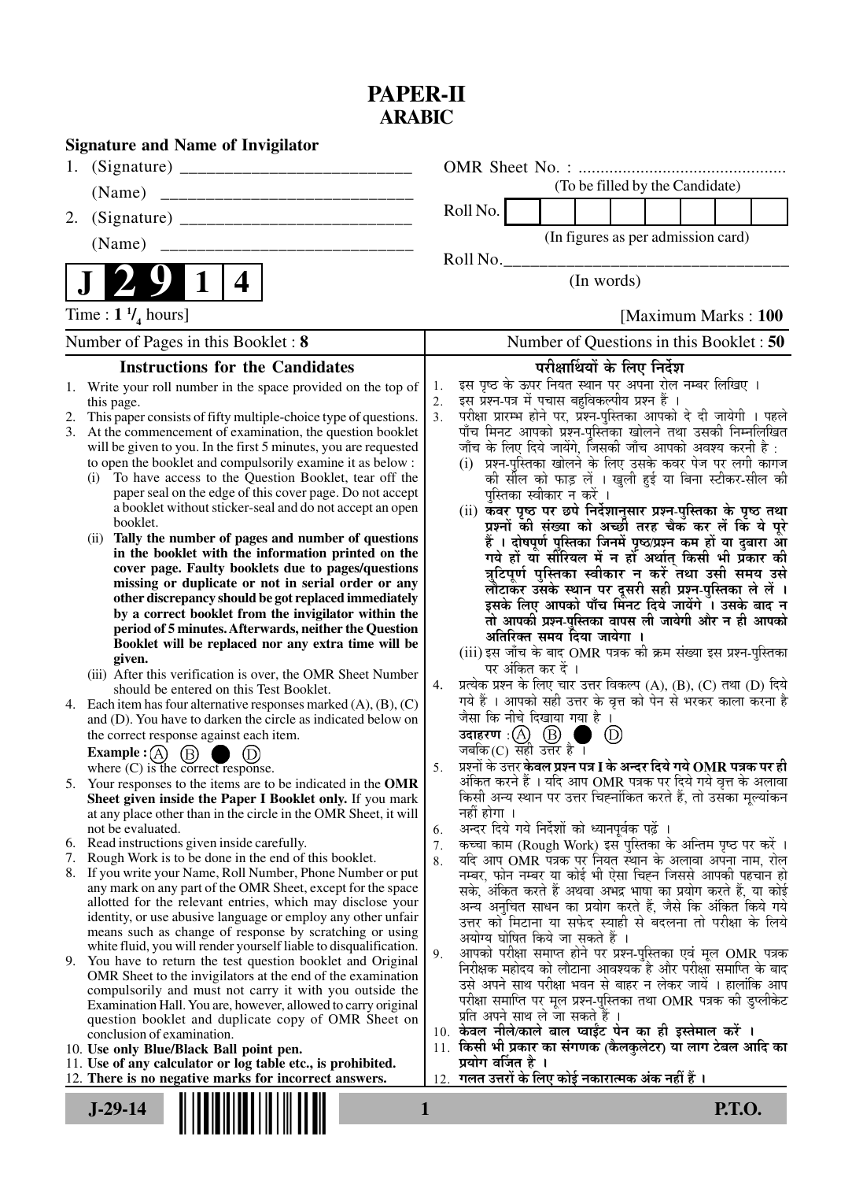# PAPER-II
## ARABIC

**Signature and Name of Invigilator**

1. (Signature) __________________________
   (Name) ____________________________
2. (Signature) __________________________
   (Name) ____________________________

OMR Sheet No. : ...............................................
(To be filled by the Candidate)

Roll No. | | | | | | | | |
(In figures as per admission card)

Roll No.________________________________
(In words)

**J 2 9 1 4**

Time : **1 ¼ hours**] [Maximum Marks : **100**

Number of Pages in this Booklet : **8** Number of Questions in this Booklet : **50**

### Instructions for the Candidates

1. Write your roll number in the space provided on the top of this page.
2. This paper consists of fifty multiple-choice type of questions.
3. At the commencement of examination, the question booklet will be given to you. In the first 5 minutes, you are requested to open the booklet and compulsorily examine it as below :
   (i) To have access to the Question Booklet, tear off the paper seal on the edge of this cover page. Do not accept a booklet without sticker-seal and do not accept an open booklet.
   (ii) **Tally the number of pages and number of questions in the booklet with the information printed on the cover page. Faulty booklets due to pages/questions missing or duplicate or not in serial order or any other discrepancy should be got replaced immediately by a correct booklet from the invigilator within the period of 5 minutes. Afterwards, neither the Question Booklet will be replaced nor any extra time will be given.**
   (iii) After this verification is over, the OMR Sheet Number should be entered on this Test Booklet.
4. Each item has four alternative responses marked (A), (B), (C) and (D). You have to darken the circle as indicated below on the correct response against each item.
   **Example :** (A) (B) ● (D)
   where (C) is the correct response.
5. Your responses to the items are to be indicated in the **OMR Sheet given inside the Paper I Booklet only.** If you mark at any place other than in the circle in the OMR Sheet, it will not be evaluated.
6. Read instructions given inside carefully.
7. Rough Work is to be done in the end of this booklet.
8. If you write your Name, Roll Number, Phone Number or put any mark on any part of the OMR Sheet, except for the space allotted for the relevant entries, which may disclose your identity, or use abusive language or employ any other unfair means such as change of response by scratching or using white fluid, you will render yourself liable to disqualification.
9. You have to return the test question booklet and Original OMR Sheet to the invigilators at the end of the examination compulsorily and must not carry it with you outside the Examination Hall. You are, however, allowed to carry original question booklet and duplicate copy of OMR Sheet on conclusion of examination.
10. **Use only Blue/Black Ball point pen.**
11. **Use of any calculator or log table etc., is prohibited.**
12. **There is no negative marks for incorrect answers.**

### परीक्षार्थियों के लिए निर्देश

1. इस पृष्ठ के ऊपर नियत स्थान पर अपना रोल नम्बर लिखिए ।
2. इस प्रश्न-पत्र में पचास बहुविकल्पीय प्रश्न हैं ।
3. परीक्षा प्रारम्भ होने पर, प्रश्न-पुस्तिका आपको दे दी जायेगी । पहले पाँच मिनट आपको प्रश्न-पुस्तिका खोलने तथा उसकी निम्नलिखित जाँच के लिए दिये जायेंगे, जिसकी जाँच आपको अवश्य करनी है :
   (i) प्रश्न-पुस्तिका खोलने के लिए उसके कवर पेज पर लगी कागज की सील को फाड़ लें । खुली हुई या बिना स्टीकर-सील की पुस्तिका स्वीकार न करें ।
   (ii) **कवर पृष्ठ पर छपे निर्देशानुसार प्रश्न-पुस्तिका के पृष्ठ तथा प्रश्नों की संख्या को अच्छी तरह चैक कर लें कि ये पूरे हैं । दोषपूर्ण पुस्तिका जिनमें पृष्ठ/प्रश्न कम हों या दुबारा आ गये हों या सीरियल में न हों अर्थात् किसी भी प्रकार की त्रुटिपूर्ण पुस्तिका स्वीकार न करें तथा उसी समय उसे लौटाकर उसके स्थान पर दूसरी सही प्रश्न-पुस्तिका ले लें । इसके लिए आपको पाँच मिनट दिये जायेंगे । उसके बाद न तो आपकी प्रश्न-पुस्तिका वापस ली जायेगी और न ही आपको अतिरिक्त समय दिया जायेगा ।**
   (iii) इस जाँच के बाद OMR पत्रक की क्रम संख्या इस प्रश्न-पुस्तिका पर अंकित कर दें ।
4. प्रत्येक प्रश्न के लिए चार उत्तर विकल्प (A), (B), (C) तथा (D) दिये गये हैं । आपको सही उत्तर के वृत्त को पेन से भरकर काला करना है जैसा कि नीचे दिखाया गया है ।
   **उदाहरण :** (A) (B) ● (D)
   जबकि (C) सही उत्तर है ।
5. प्रश्नों के उत्तर **केवल प्रश्न पत्र I के अन्दर दिये गये OMR पत्रक पर ही** अंकित करने हैं । यदि आप OMR पत्रक पर दिये गये वृत्त के अलावा किसी अन्य स्थान पर उत्तर चिह्नांकित करते हैं, तो उसका मूल्यांकन नहीं होगा ।
6. अन्दर दिये गये निर्देशों को ध्यानपूर्वक पढ़ें ।
7. कच्चा काम (Rough Work) इस पुस्तिका के अन्तिम पृष्ठ पर करें ।
8. यदि आप OMR पत्रक पर नियत स्थान के अलावा अपना नाम, रोल नम्बर, फोन नम्बर या कोई भी ऐसा चिह्न जिससे आपकी पहचान हो सके, अंकित करते हैं अथवा अभद्र भाषा का प्रयोग करते हैं, या कोई अन्य अनुचित साधन का प्रयोग करते हैं, जैसे कि अंकित किये गये उत्तर को मिटाना या सफेद स्याही से बदलना तो परीक्षा के लिये अयोग्य घोषित किये जा सकते हैं ।
9. आपको परीक्षा समाप्त होने पर प्रश्न-पुस्तिका एवं मूल OMR पत्रक निरीक्षक महोदय को लौटाना आवश्यक है और परीक्षा समाप्ति के बाद उसे अपने साथ परीक्षा भवन से बाहर न लेकर जायें । हालांकि आप परीक्षा समाप्ति पर मूल प्रश्न-पुस्तिका तथा OMR पत्रक की डुप्लीकेट प्रति अपने साथ ले जा सकते हैं ।
10. **केवल नीले/काले बाल प्वाईंट पेन का ही इस्तेमाल करें ।**
11. **किसी भी प्रकार का संगणक (कैलकुलेटर) या लाग टेबल आदि का प्रयोग वर्जित है ।**
12. **गलत उत्तरों के लिए कोई नकारात्मक अंक नहीं हैं ।**

J-29-14 P.T.O.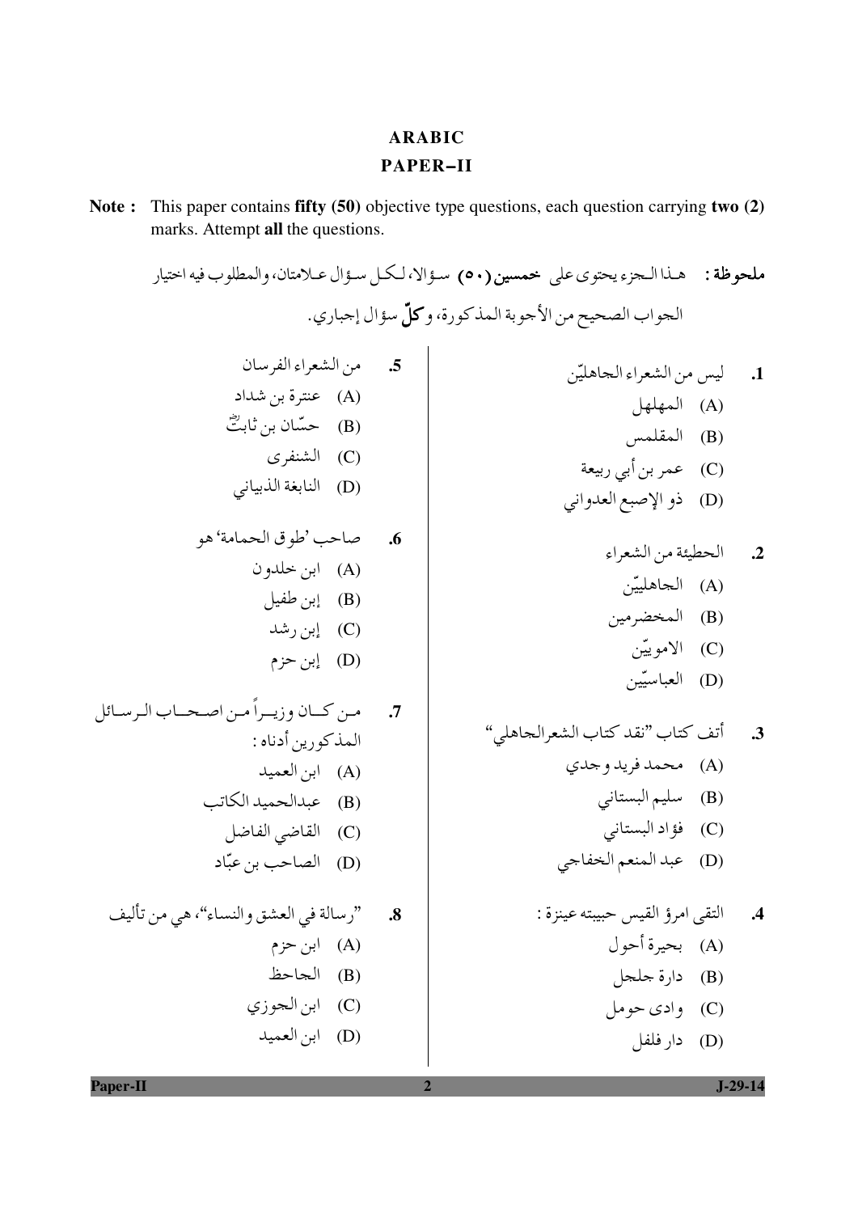# ARABIC

## PAPER–II

**Note :** This paper contains **fifty (50)** objective type questions, each question carrying **two (2)** marks. Attempt **all** the questions.

**ملحوظة :** هـذا الـجزء يحتوى على **خمسين (٥٠)** سـؤالا، لـكـل سـؤال عـلامتان، والمطلوب فيه اختيار الجواب الصحيح من الأجوبة المذكورة، و**كلّ** سؤال إجباري.

**1.** ليس من الشعراء الجاهليّن

(A) المهلهل

(B) المقلمس

(C) عمر بن أبي ربيعة

(D) ذو الإصبع العدواني

**2.** الحطيئة من الشعراء

(A) الجاهليّن

(B) المخضرمين

(C) الامويّن

(D) العباسيّين

**3.** أتف كتاب "نقد كتاب الشعرالجاهلي"

(A) محمد فريد وجدي

(B) سليم البستاني

(C) فؤاد البستاني

(D) عبد المنعم الخفاجي

**4.** التقى امرؤ القيس حبيبته عينزة :

(A) بحيرة أحول

(B) دارة جلجل

(C) وادى حومل

(D) دار فلفل

**5.** من الشعراء الفرسان

(A) عنترة بن شداد

(B) حسّان بن ثابتؓ

(C) الشنفرى

(D) النابغة الذبياني

**6.** صاحب 'طوق الحمامة' هو

(A) ابن خلدون

(B) إبن طفيل

(C) إبن رشد

(D) إبن حزم

**7.** من كـان وزيـراً مـن اصحـاب الـرسـائل المذكورين أدناه :

(A) ابن العميد

(B) عبدالحميد الكاتب

(C) القاضي الفاضل

(D) الصاحب بن عبّاد

**8.** "رسالة في العشق والنساء"، هي من تأليف

(A) ابن حزم

(B) الجاحظ

(C) ابن الجوزي

(D) ابن العميد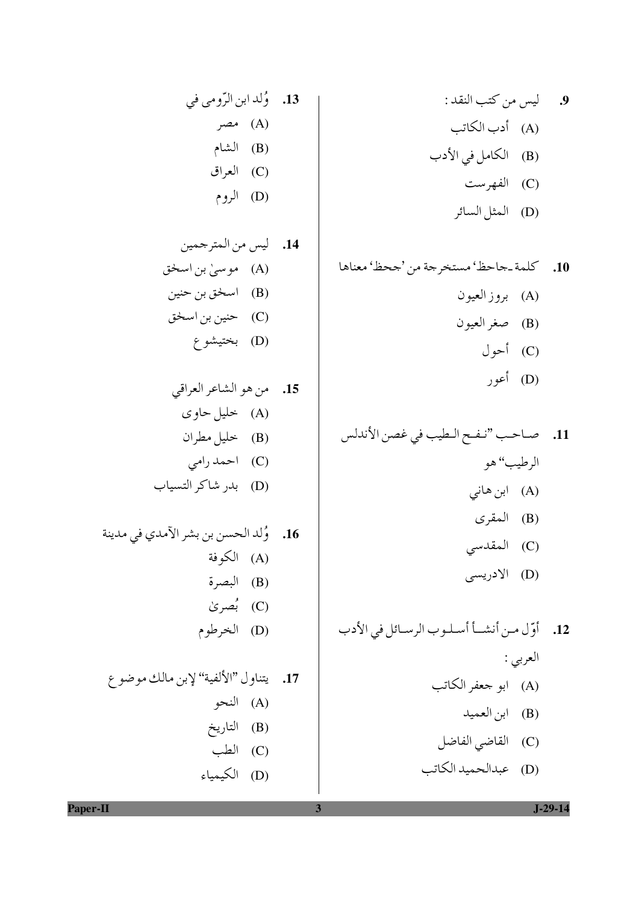**9.** ليس من كتب النقد :

(A) أدب الكاتب

(B) الكامل في الأدب

(C) الفهرست

(D) المثل السائر

**10.** كلمة ـجاحظ' مستخرجة من 'جحظ' معناها

(A) بروز العيون

(B) صغر العيون

(C) أحول

(D) أعور

**11.** صاحب "نفح الطيب في غصن الأندلس الرطيب" هو

(A) ابن هاني

(B) المقرى

(C) المقدسي

(D) الادريسى

**12.** أوّل من أنشأ أسلوب الرسائل في الأدب العربي :

(A) ابو جعفر الكاتب

(B) ابن العميد

(C) القاضي الفاضل

(D) عبدالحميد الكاتب

**13.** وُلد ابن الرّومى في

(A) مصر

(B) الشام

(C) العراق

(D) الروم

**14.** ليس من المترجمين

(A) موسىٰ بن اسحق

(B) اسحق بن حنين

(C) حنين بن اسحق

(D) بختيشوع

**15.** من هو الشاعر العراقي

(A) خليل حاوى

(B) خليل مطران

(C) احمد رامي

(D) بدر شاكر التسياب

**16.** وُلد الحسن بن بشر الآمدي في مدينة

(A) الكوفة

(B) البصرة

(C) بُصرىٰ

(D) الخرطوم

**17.** يتناول "الألفية" لإبن مالك موضوع

(A) النحو

(B) التاريخ

(C) الطب

(D) الكيمياء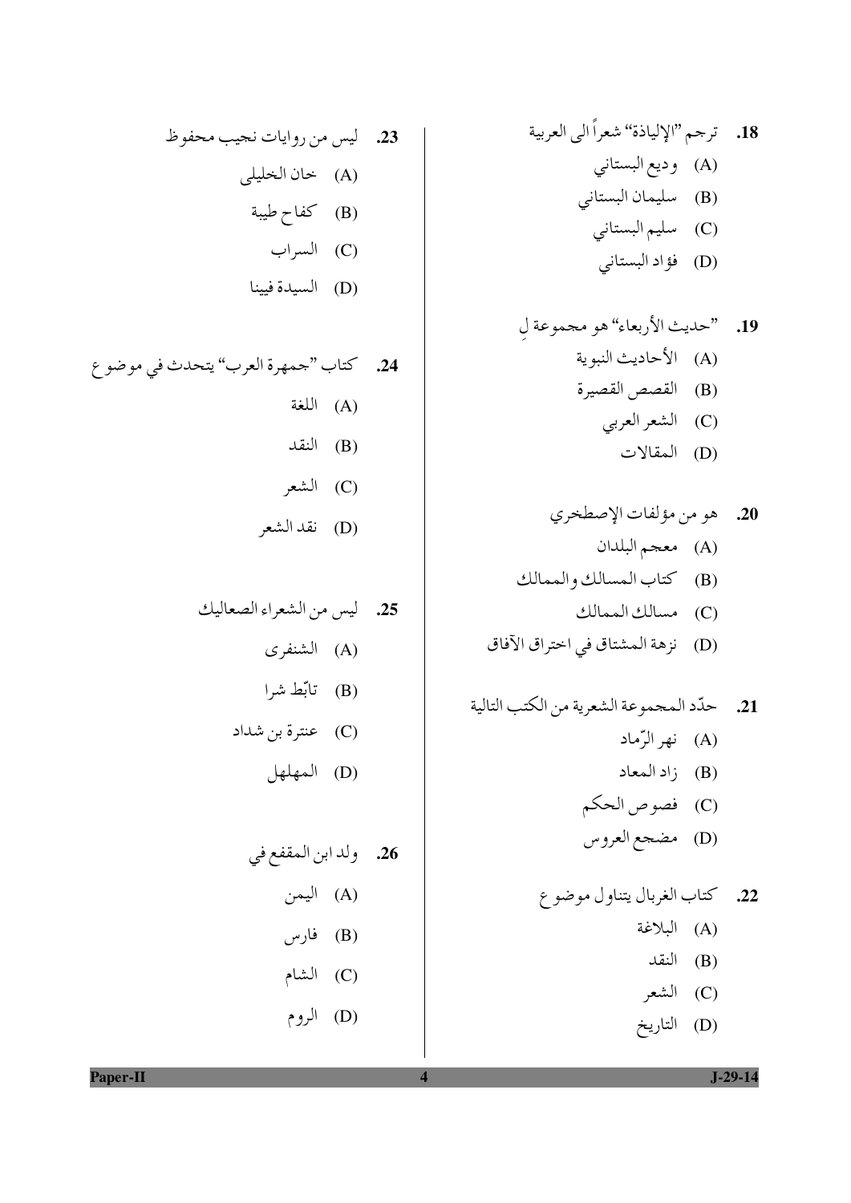18. ترجم "الإلياذة" شعراً الى العربية

(A) وديع البستاني

(B) سليمان البستاني

(C) سليم البستاني

(D) فؤاد البستاني

19. "حديث الأربعاء" هو مجموعة لِ

(A) الأحاديث النبوية

(B) القصص القصيرة

(C) الشعر العربي

(D) المقالات

20. هو من مؤلفات الإصطخري

(A) معجم البلدان

(B) كتاب المسالك والممالك

(C) مسالك الممالك

(D) نزهة المشتاق في اختراق الآفاق

21. حدّد المجموعة الشعرية من الكتب التالية

(A) نهر الرّماد

(B) زاد المعاد

(C) فصوص الحكم

(D) مضجع العروس

22. كتاب الغربال يتناول موضوع

(A) البلاغة

(B) النقد

(C) الشعر

(D) التاريخ

23. ليس من روايات نجيب محفوظ

(A) خان الخليلي

(B) كفاح طيبة

(C) السراب

(D) السيدة فيينا

24. كتاب "جمهرة العرب" يتحدث في موضوع

(A) اللغة

(B) النقد

(C) الشعر

(D) نقد الشعر

25. ليس من الشعراء الصعاليك

(A) الشنفرى

(B) تأبّط شرا

(C) عنترة بن شداد

(D) المهلهل

26. ولد ابن المقفع في

(A) اليمن

(B) فارس

(C) الشام

(D) الروم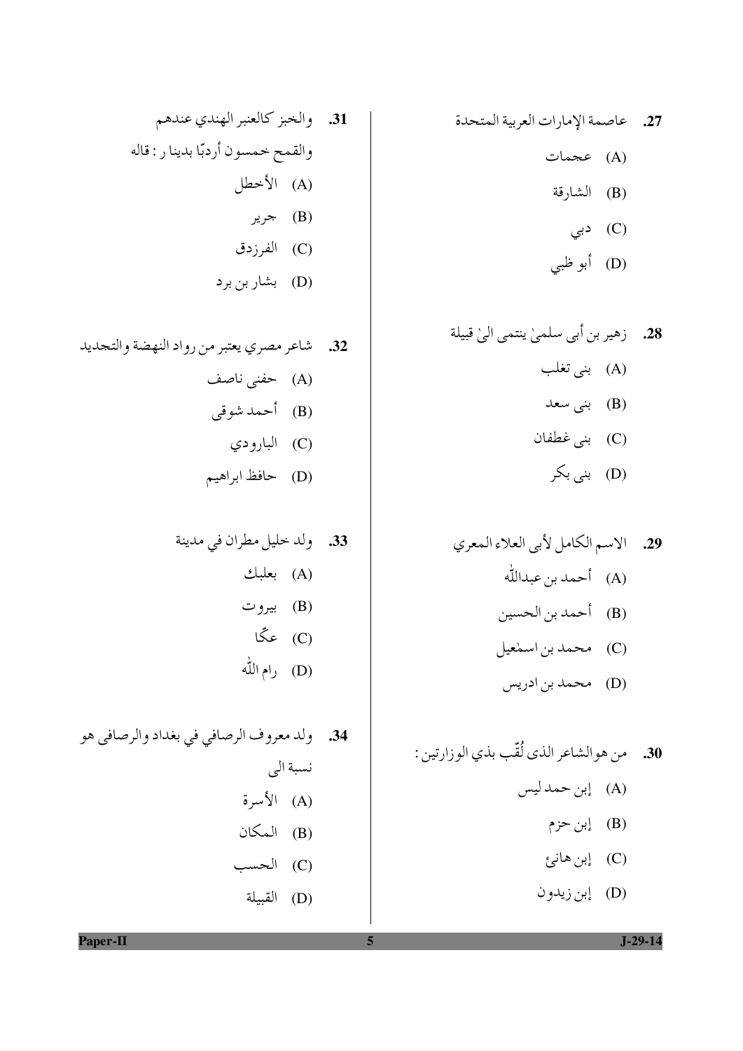27. عاصمة الإمارات العربية المتحدة

(A) عجمات

(B) الشارقة

(C) دبي

(D) أبو ظبي

28. زهير بن أبي سلمىٰ ينتمى الىٰ قبيلة

(A) بنى تغلب

(B) بنى سعد

(C) بنى غطفان

(D) بنى بكر

29. الاسم الكامل لأبى العلاء المعري

(A) أحمد بن عبدالله

(B) أحمد بن الحسين

(C) محمد بن اسمٰعيل

(D) محمد بن ادريس

30. من هوالشاعر الذى لُقّب بذي الوزارتين :

(A) إبن حمد ليس

(B) إبن حزم

(C) إبن هانئ

(D) إبن زيدون

31. والخبز كالعنبر الهندي عندهم
والقمح خمسون أردبّا بدينا ر : قاله

(A) الأخطل

(B) جرير

(C) الفرزدق

(D) بشار بن برد

32. شاعر مصري يعتبر من رواد النهضة والتجديد

(A) حفنى ناصف

(B) أحمد شوقى

(C) البارودي

(D) حافظ ابراهيم

33. ولد خليل مطران في مدينة

(A) بعلبك

(B) بيروت

(C) عكّا

(D) رام اللّٰه

34. ولد معروف الرصافي في بغداد والرصافى هو نسبة الى

(A) الأسرة

(B) المكان

(C) الحسب

(D) القبيلة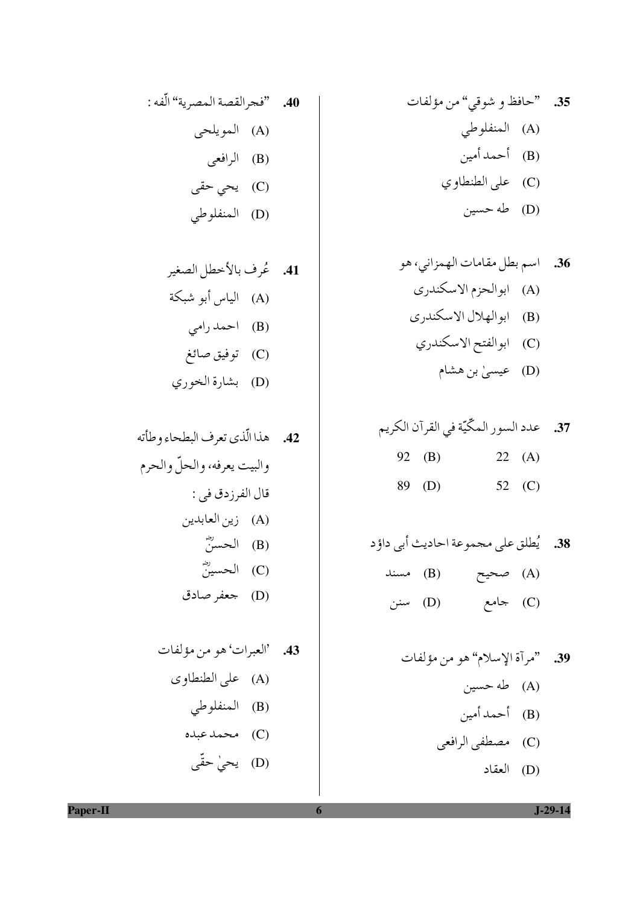**35.** "حافظ و شوقي" من مؤلفات

(A) المنفلوطي

(B) أحمد أمين

(C) على الطنطاوي

(D) طه حسين

**36.** اسم بطل مقامات الهمزاني، هو

(A) ابوالحزم الاسكندرى

(B) ابوالهلال الاسكندرى

(C) ابوالفتح الاسكندري

(D) عيسىٰ بن هشام

**37.** عدد السور المكّيّة في القرآن الكريم

(A) 22

(B) 92

(C) 52

(D) 89

**38.** يُطلق على مجموعة احاديث أبى داؤد

(A) صحيح

(B) مسند

(C) جامع

(D) سنن

**39.** "مرآة الإسلام" هو من مؤلفات

(A) طه حسين

(B) أحمد أمين

(C) مصطفى الرافعى

(D) العقاد

**40.** "فجرالقصة المصرية" الّفه :

(A) المويلحى

(B) الرافعى

(C) يحي حقى

(D) المنفلوطي

**41.** عُرف بالأخطل الصغير

(A) الياس أبو شبكة

(B) احمد رامي

(C) توفيق صائغ

(D) بشارة الخوري

**42.** هذا الّذى تعرف البطحاء وطأته
والبيت يعرفه، والحلّ والحرم
قال الفرزدق فى :

(A) زين العابدين

(B) الحسنؓ

(C) الحسينؓ

(D) جعفر صادق

**43.** 'العبرات' هو من مؤلفات

(A) على الطنطاوى

(B) المنفلوطي

(C) محمد عبده

(D) يحيٰ حقّى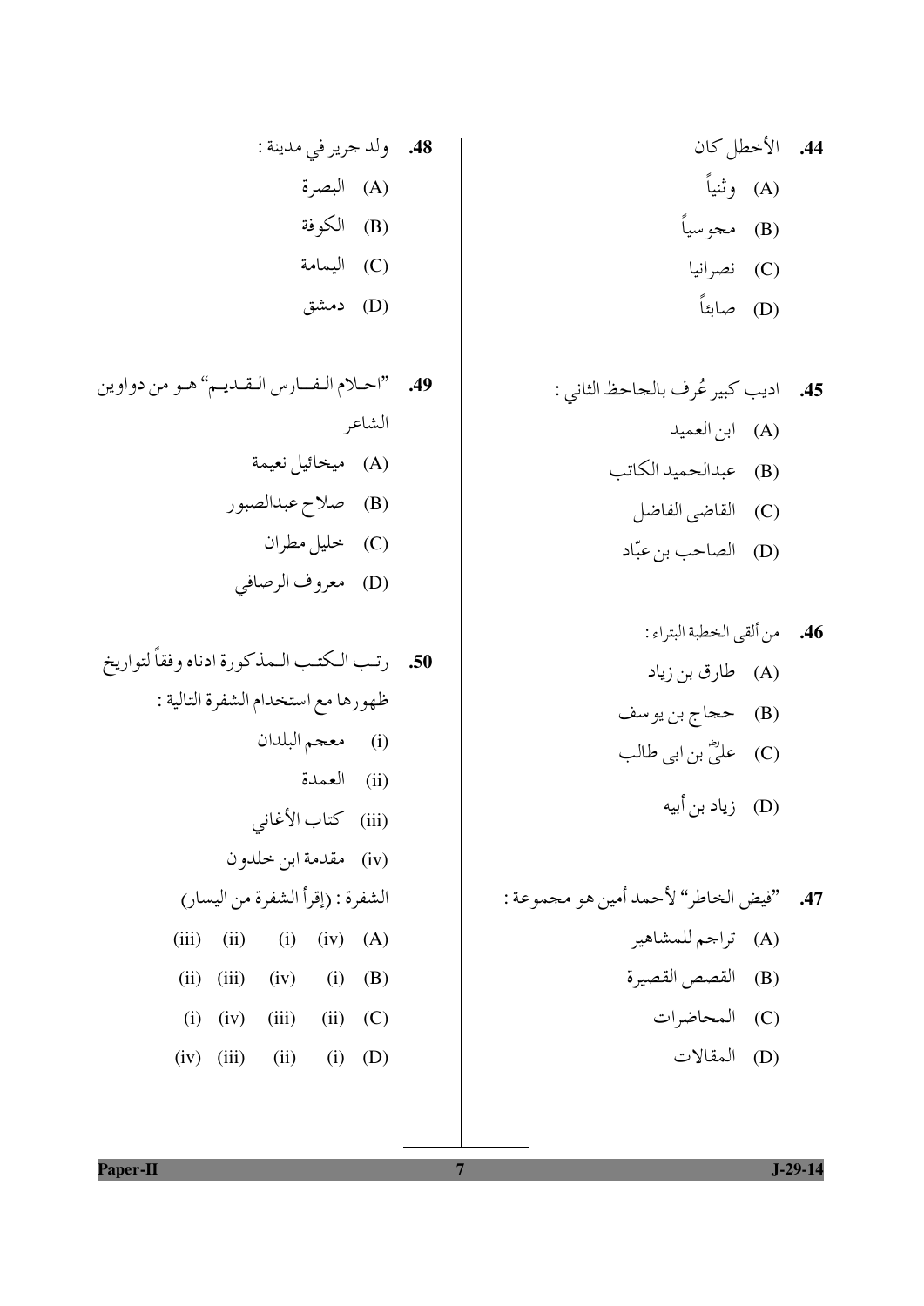**44.** الأخطل كان

(A) وثنياً

(B) مجوسياً

(C) نصرانيا

(D) صابئاً

**45.** اديب كبير عُرف بالجاحظ الثاني :

(A) ابن العميد

(B) عبدالحميد الكاتب

(C) القاضى الفاضل

(D) الصاحب بن عبّاد

**46.** من ألقى الخطبة البتراء :

(A) طارق بن زياد

(B) حجاج بن يوسف

(C) عليؓ بن ابى طالب

(D) زياد بن أبيه

**47.** "فيض الخاطر" لأحمد أمين هو مجموعة :

(A) تراجم للمشاهير

(B) القصص القصيرة

(C) المحاضرات

(D) المقالات

**48.** ولد جرير في مدينة :

(A) البصرة

(B) الكوفة

(C) اليمامة

(D) دمشق

**49.** "احلام الفارس القديم" هو من دواوين الشاعر

(A) ميخائيل نعيمة

(B) صلاح عبدالصبور

(C) خليل مطران

(D) معروف الرصافي

**50.** رتب الكتب المذكورة ادناه وفقاً لتواريخ ظهورها مع استخدام الشفرة التالية :

(i) معجم البلدان

(ii) العمدة

(iii) كتاب الأغاني

(iv) مقدمة ابن خلدون

الشفرة : (إقرأ الشفرة من اليسار)

(A) (iv) (i) (ii) (iii)

(B) (i) (iv) (iii) (ii)

(C) (ii) (iii) (iv) (i)

(D) (i) (ii) (iii) (iv)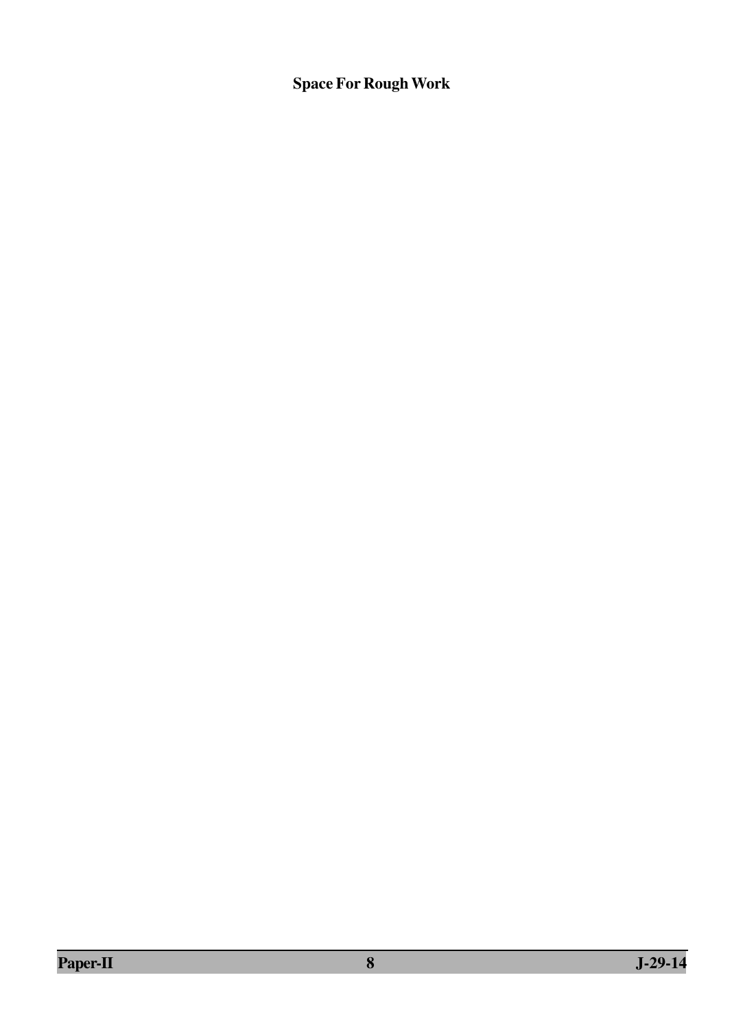**Space For Rough Work**